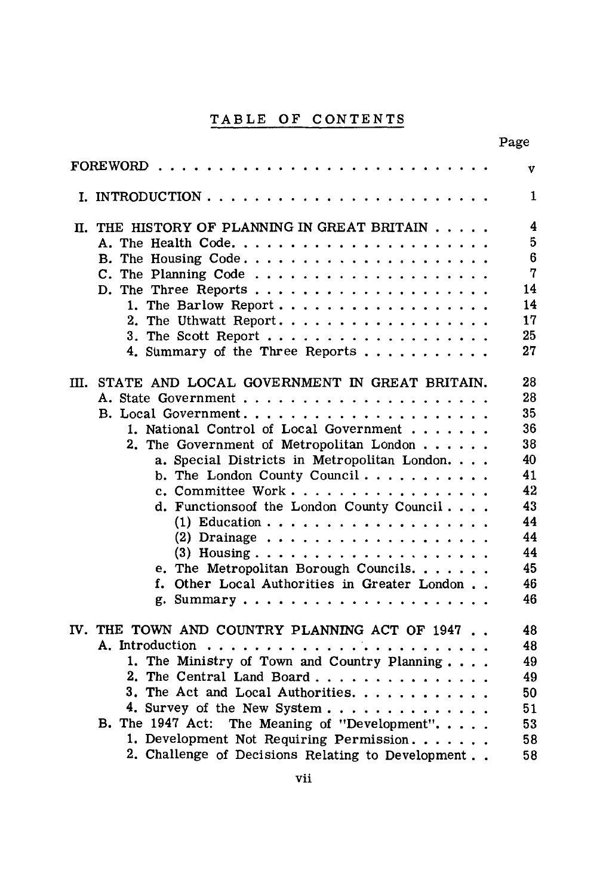# TABLE OF CONTENTS

| | Page |
|---|---|
| FOREWORD | v |
| I. INTRODUCTION | 1 |
| II. THE HISTORY OF PLANNING IN GREAT BRITAIN | 4 |
| A. The Health Code | 5 |
| B. The Housing Code | 6 |
| C. The Planning Code | 7 |
| D. The Three Reports | 14 |
| 1. The Barlow Report | 14 |
| 2. The Uthwatt Report | 17 |
| 3. The Scott Report | 25 |
| 4. Summary of the Three Reports | 27 |
| III. STATE AND LOCAL GOVERNMENT IN GREAT BRITAIN. | 28 |
| A. State Government | 28 |
| B. Local Government | 35 |
| 1. National Control of Local Government | 36 |
| 2. The Government of Metropolitan London | 38 |
| a. Special Districts in Metropolitan London | 40 |
| b. The London County Council | 41 |
| c. Committee Work | 42 |
| d. Functionsoof the London County Council | 43 |
| (1) Education | 44 |
| (2) Drainage | 44 |
| (3) Housing | 44 |
| e. The Metropolitan Borough Councils | 45 |
| f. Other Local Authorities in Greater London | 46 |
| g. Summary | 46 |
| IV. THE TOWN AND COUNTRY PLANNING ACT OF 1947 | 48 |
| A. Introduction | 48 |
| 1. The Ministry of Town and Country Planning | 49 |
| 2. The Central Land Board | 49 |
| 3. The Act and Local Authorities | 50 |
| 4. Survey of the New System | 51 |
| B. The 1947 Act: The Meaning of "Development" | 53 |
| 1. Development Not Requiring Permission | 58 |
| 2. Challenge of Decisions Relating to Development | 58 |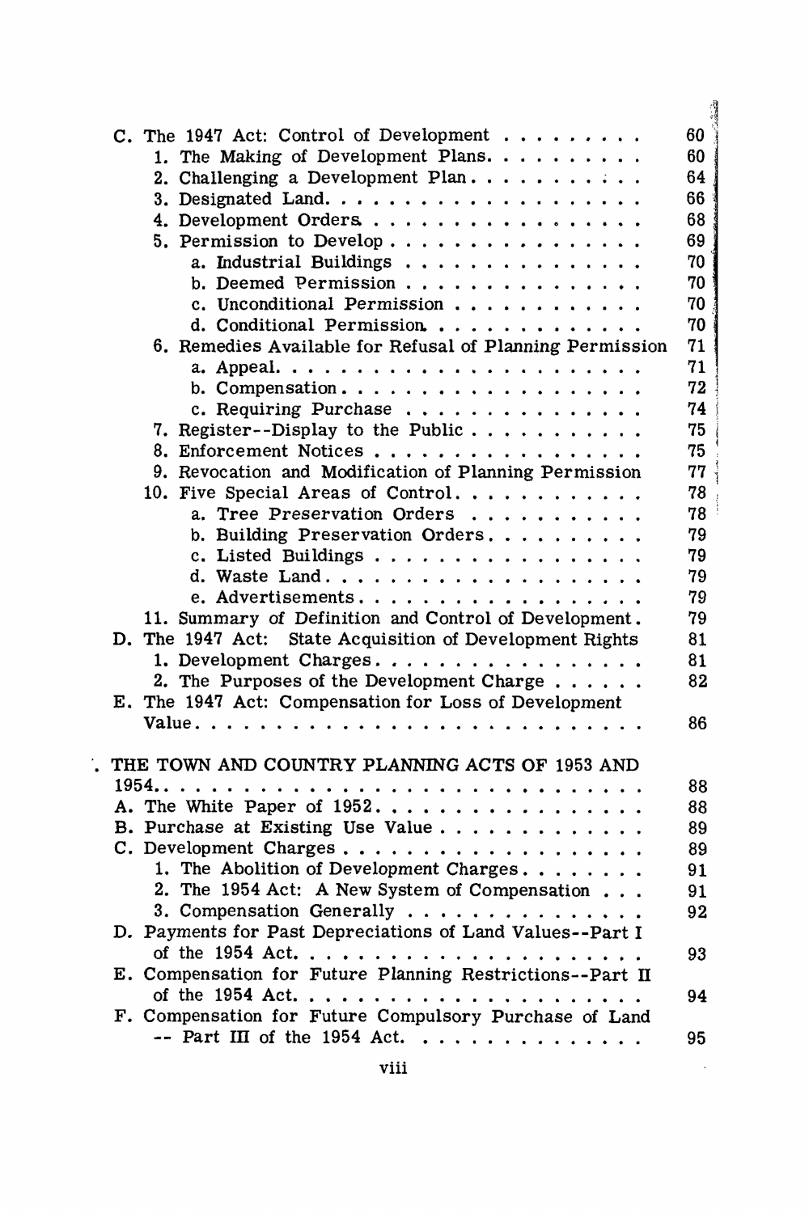C. The 1947 Act: Control of Development . . . . . . . . . 60
   1. The Making of Development Plans. . . . . . . . . . 60
   2. Challenging a Development Plan . . . . . . . . . . . 64
   3. Designated Land. . . . . . . . . . . . . . . . . . . . 66
   4. Development Orders . . . . . . . . . . . . . . . . . 68
   5. Permission to Develop . . . . . . . . . . . . . . . . 69
      a. Industrial Buildings . . . . . . . . . . . . . . . 70
      b. Deemed Permission . . . . . . . . . . . . . . . . 70
      c. Unconditional Permission . . . . . . . . . . . . 70
      d. Conditional Permission. . . . . . . . . . . . . . 70
   6. Remedies Available for Refusal of Planning Permission 71
      a. Appeal. . . . . . . . . . . . . . . . . . . . . . . 71
      b. Compensation . . . . . . . . . . . . . . . . . . . 72
      c. Requiring Purchase . . . . . . . . . . . . . . . 74
   7. Register--Display to the Public . . . . . . . . . . . 75
   8. Enforcement Notices . . . . . . . . . . . . . . . . . 75
   9. Revocation and Modification of Planning Permission 77
   10. Five Special Areas of Control. . . . . . . . . . . . 78
      a. Tree Preservation Orders . . . . . . . . . . . . 78
      b. Building Preservation Orders. . . . . . . . . . 79
      c. Listed Buildings . . . . . . . . . . . . . . . . . 79
      d. Waste Land. . . . . . . . . . . . . . . . . . . . . 79
      e. Advertisements. . . . . . . . . . . . . . . . . . . 79
   11. Summary of Definition and Control of Development. 79
D. The 1947 Act: State Acquisition of Development Rights 81
   1. Development Charges. . . . . . . . . . . . . . . . . 81
   2. The Purposes of the Development Charge . . . . . . 82
E. The 1947 Act: Compensation for Loss of Development Value. . . . . . . . . . . . . . . . . . . . . . . . . . 86

. THE TOWN AND COUNTRY PLANNING ACTS OF 1953 AND 1954.. . . . . . . . . . . . . . . . . . . . . . . . . . . . 88
A. The White Paper of 1952. . . . . . . . . . . . . . . . . 88
B. Purchase at Existing Use Value . . . . . . . . . . . . . 89
C. Development Charges . . . . . . . . . . . . . . . . . . . 89
   1. The Abolition of Development Charges. . . . . . . . 91
   2. The 1954 Act: A New System of Compensation . . . 91
   3. Compensation Generally . . . . . . . . . . . . . . . 92
D. Payments for Past Depreciations of Land Values--Part I of the 1954 Act. . . . . . . . . . . . . . . . . . . . . . 93
E. Compensation for Future Planning Restrictions--Part II of the 1954 Act. . . . . . . . . . . . . . . . . . . . . . 94
F. Compensation for Future Compulsory Purchase of Land -- Part III of the 1954 Act. . . . . . . . . . . . . . 95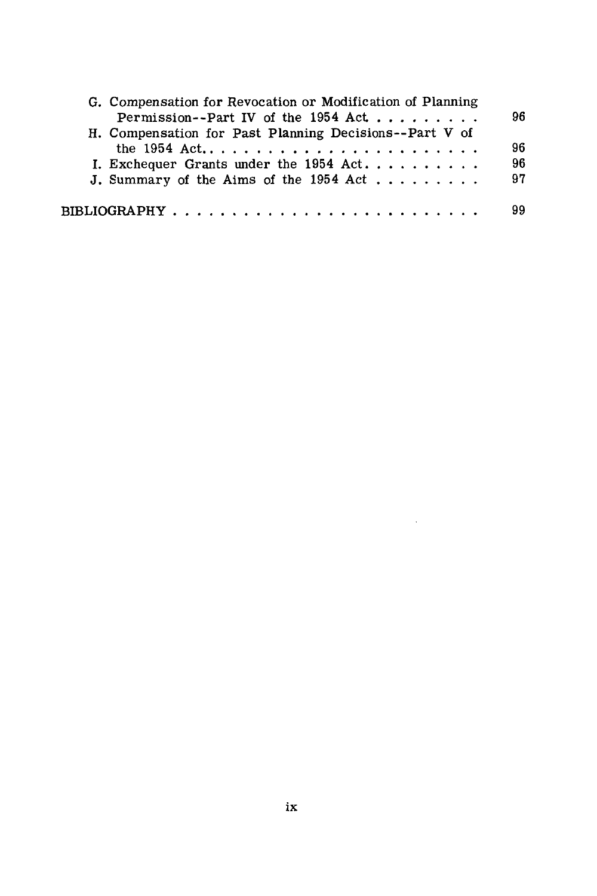G. Compensation for Revocation or Modification of Planning Permission--Part IV of the 1954 Act . . . . . . . . . 96

H. Compensation for Past Planning Decisions--Part V of the 1954 Act. . . . . . . . . . . . . . . . . . . . . . . . 96

I. Exchequer Grants under the 1954 Act. . . . . . . . . . 96

J. Summary of the Aims of the 1954 Act . . . . . . . . . 97

BIBLIOGRAPHY . . . . . . . . . . . . . . . . . . . . . . . . 99